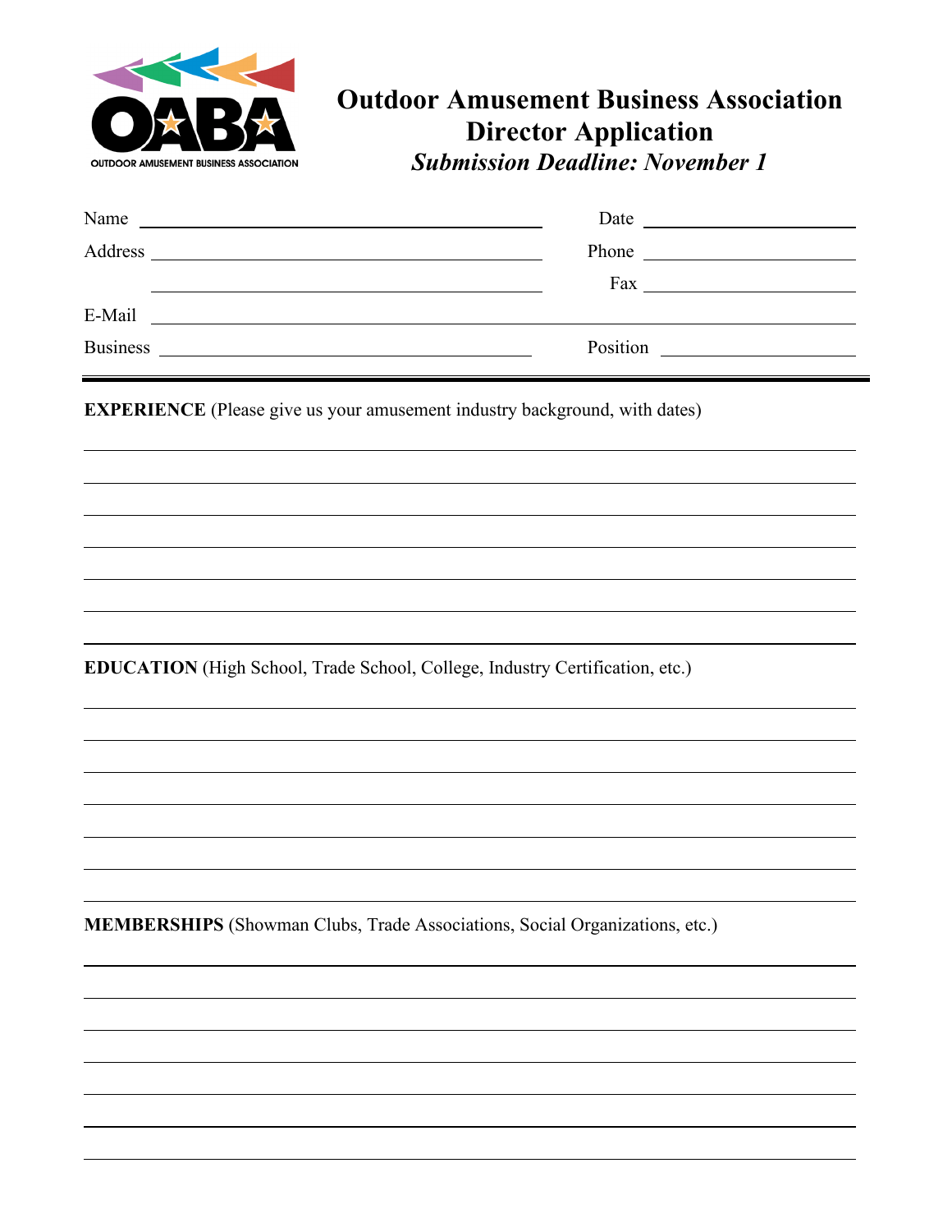OUTDOOR AMUSEMENT BUSINESS ASSOCIATION

# Outdoor Amusement Business Association
## Director Application
***Submission Deadline: November 1***

Name ______________________________ Date ______________

Address ______________________________ Phone ______________

______________________________ Fax ______________

E-Mail ______________________________________________

Business ______________________________ Position ______________

---

**EXPERIENCE** (Please give us your amusement industry background, with dates)

______________________________________________

______________________________________________

______________________________________________

______________________________________________

______________________________________________

______________________________________________

______________________________________________

**EDUCATION** (High School, Trade School, College, Industry Certification, etc.)

______________________________________________

______________________________________________

______________________________________________

______________________________________________

______________________________________________

______________________________________________

______________________________________________

**MEMBERSHIPS** (Showman Clubs, Trade Associations, Social Organizations, etc.)

______________________________________________

______________________________________________

______________________________________________

______________________________________________

______________________________________________

______________________________________________

______________________________________________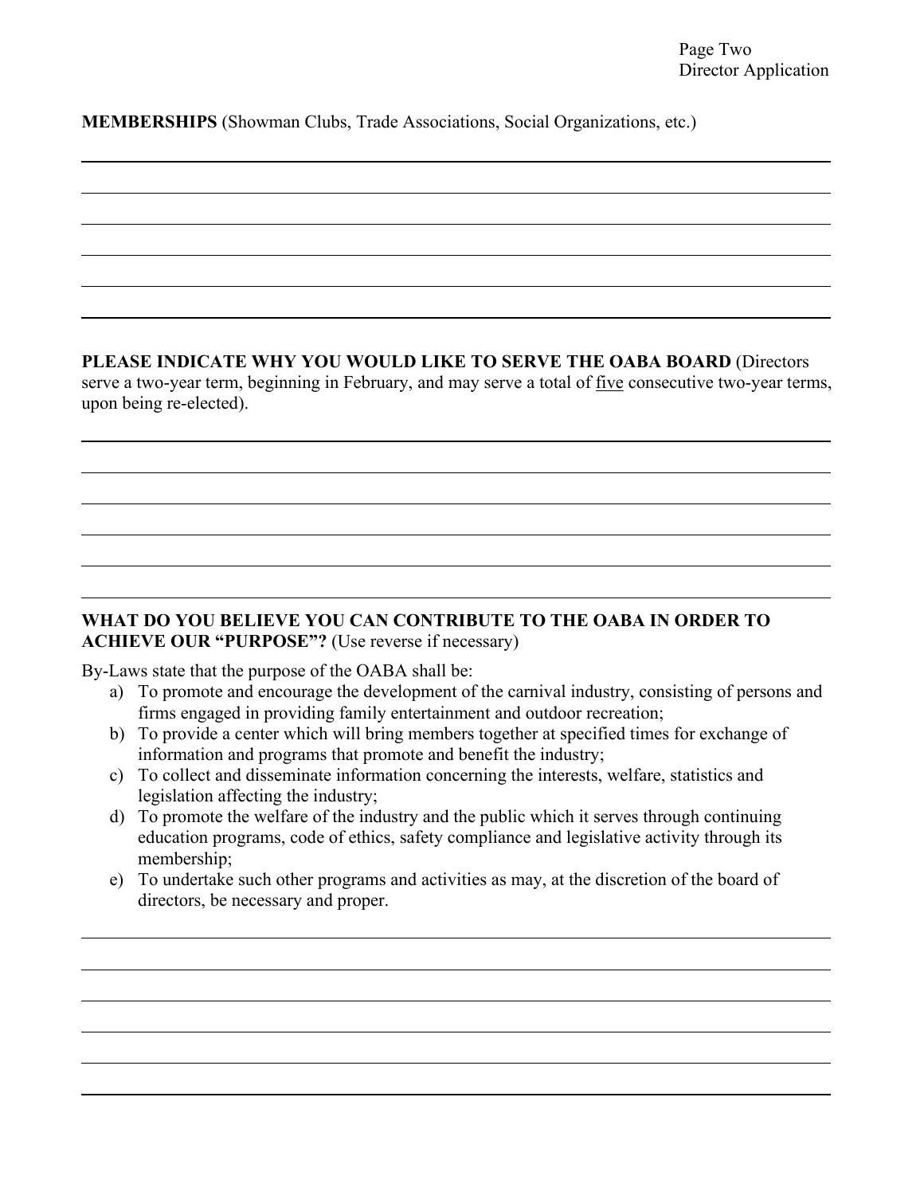**MEMBERSHIPS** (Showman Clubs, Trade Associations, Social Organizations, etc.)

**PLEASE INDICATE WHY YOU WOULD LIKE TO SERVE THE OABA BOARD** (Directors serve a two-year term, beginning in February, and may serve a total of five consecutive two-year terms, upon being re-elected).

**WHAT DO YOU BELIEVE YOU CAN CONTRIBUTE TO THE OABA IN ORDER TO ACHIEVE OUR "PURPOSE"?** (Use reverse if necessary)

By-Laws state that the purpose of the OABA shall be:

a) To promote and encourage the development of the carnival industry, consisting of persons and firms engaged in providing family entertainment and outdoor recreation;
b) To provide a center which will bring members together at specified times for exchange of information and programs that promote and benefit the industry;
c) To collect and disseminate information concerning the interests, welfare, statistics and legislation affecting the industry;
d) To promote the welfare of the industry and the public which it serves through continuing education programs, code of ethics, safety compliance and legislative activity through its membership;
e) To undertake such other programs and activities as may, at the discretion of the board of directors, be necessary and proper.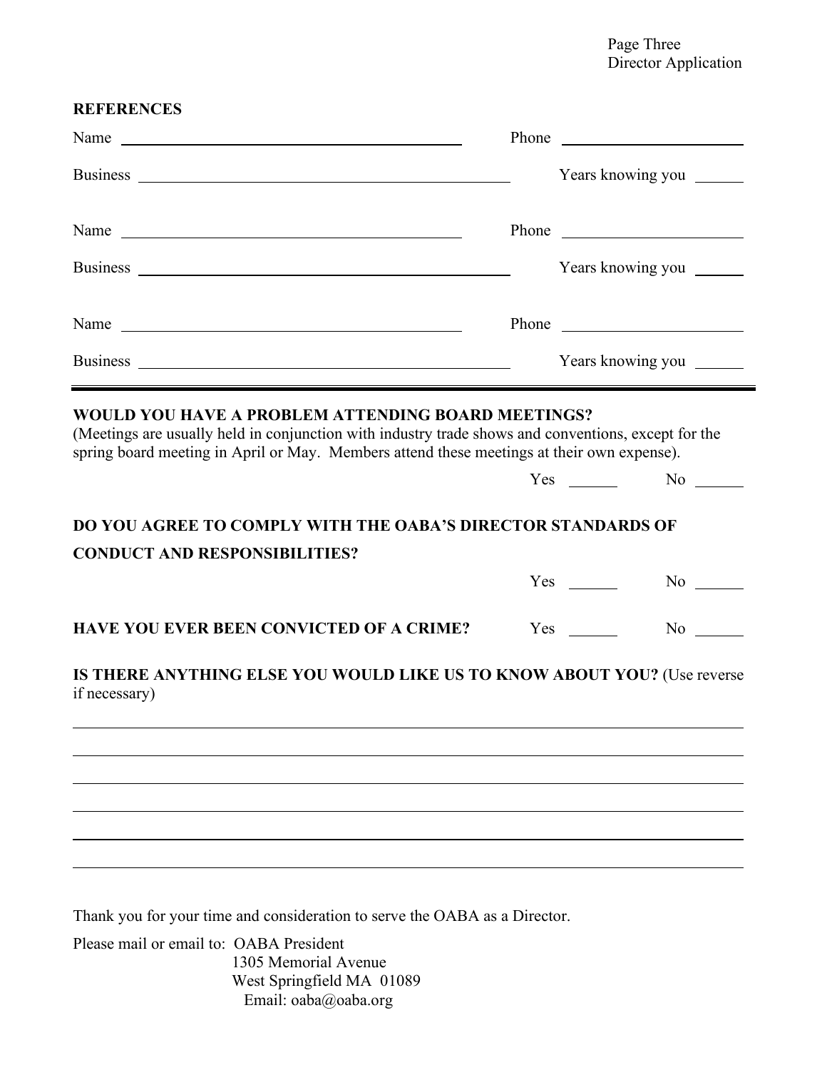## REFERENCES

Name ______________________________ Phone ____________________

Business ______________________________ Years knowing you ______

Name ______________________________ Phone ____________________

Business ______________________________ Years knowing you ______

Name ______________________________ Phone ____________________

Business ______________________________ Years knowing you ______

---

**WOULD YOU HAVE A PROBLEM ATTENDING BOARD MEETINGS?**
(Meetings are usually held in conjunction with industry trade shows and conventions, except for the spring board meeting in April or May. Members attend these meetings at their own expense).

Yes ______ No ______

**DO YOU AGREE TO COMPLY WITH THE OABA'S DIRECTOR STANDARDS OF CONDUCT AND RESPONSIBILITIES?**

Yes ______ No ______

**HAVE YOU EVER BEEN CONVICTED OF A CRIME?** Yes ______ No ______

**IS THERE ANYTHING ELSE YOU WOULD LIKE US TO KNOW ABOUT YOU?** (Use reverse if necessary)

______________________________________________________________________

______________________________________________________________________

______________________________________________________________________

______________________________________________________________________

______________________________________________________________________

______________________________________________________________________

Thank you for your time and consideration to serve the OABA as a Director.

Please mail or email to: OABA President
1305 Memorial Avenue
West Springfield MA 01089
Email: oaba@oaba.org